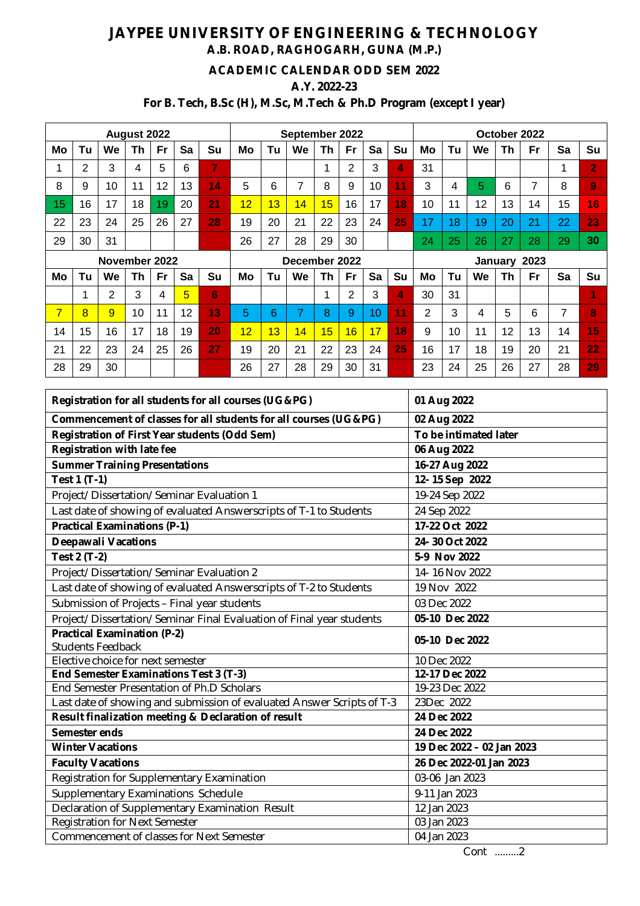# JAYPEE UNIVERSITY OF ENGINEERING & TECHNOLOGY

**A.B. ROAD, RAGHOGARH, GUNA (M.P.)**

**ACADEMIC CALENDAR ODD SEM 2022**

**A.Y. 2022-23**

**For B. Tech, B.Sc (H), M.Sc, M.Tech & Ph.D Program (except I year)**

| August 2022 | | | | | | | September 2022 | | | | | | | October 2022 | | | | | | |
|---|---|---|---|---|---|---|---|---|---|---|---|---|---|---|---|---|---|---|---|---|
| Mo | Tu | We | Th | Fr | Sa | Su | Mo | Tu | We | Th | Fr | Sa | Su | Mo | Tu | We | Th | Fr | Sa | Su |
| 1 | 2 | 3 | 4 | 5 | 6 | 7 | | | | 1 | 2 | 3 | 4 | 31 | | | | | 1 | 2 |
| 8 | 9 | 10 | 11 | 12 | 13 | 14 | 5 | 6 | 7 | 8 | 9 | 10 | 11 | 3 | 4 | 5 | 6 | 7 | 8 | 9 |
| 15 | 16 | 17 | 18 | 19 | 20 | 21 | 12 | 13 | 14 | 15 | 16 | 17 | 18 | 10 | 11 | 12 | 13 | 14 | 15 | 16 |
| 22 | 23 | 24 | 25 | 26 | 27 | 28 | 19 | 20 | 21 | 22 | 23 | 24 | 25 | 17 | 18 | 19 | 20 | 21 | 22 | 23 |
| 29 | 30 | 31 | | | | | 26 | 27 | 28 | 29 | 30 | | | 24 | 25 | 26 | 27 | 28 | 29 | 30 |
| **November 2022** | | | | | | | **December 2022** | | | | | | | **January 2023** | | | | | | |
| Mo | Tu | We | Th | Fr | Sa | Su | Mo | Tu | We | Th | Fr | Sa | Su | Mo | Tu | We | Th | Fr | Sa | Su |
| | 1 | 2 | 3 | 4 | 5 | 6 | | | | 1 | 2 | 3 | 4 | 30 | 31 | | | | | 1 |
| 7 | 8 | 9 | 10 | 11 | 12 | 13 | 5 | 6 | 7 | 8 | 9 | 10 | 11 | 2 | 3 | 4 | 5 | 6 | 7 | 8 |
| 14 | 15 | 16 | 17 | 18 | 19 | 20 | 12 | 13 | 14 | 15 | 16 | 17 | 18 | 9 | 10 | 11 | 12 | 13 | 14 | 15 |
| 21 | 22 | 23 | 24 | 25 | 26 | 27 | 19 | 20 | 21 | 22 | 23 | 24 | 25 | 16 | 17 | 18 | 19 | 20 | 21 | 22 |
| 28 | 29 | 30 | | | | | 26 | 27 | 28 | 29 | 30 | 31 | | 23 | 24 | 25 | 26 | 27 | 28 | 29 |

| Event | Date |
|---|---|
| **Registration for all students for all courses (UG&PG)** | **01 Aug 2022** |
| **Commencement of classes for all students for all courses (UG&PG)** | **02 Aug 2022** |
| **Registration of First Year students (Odd Sem)** | **To be intimated later** |
| **Registration with late fee** | **06 Aug 2022** |
| **Summer Training Presentations** | **16-27 Aug 2022** |
| **Test 1 (T-1)** | **12- 15 Sep 2022** |
| Project/ Dissertation/ Seminar Evaluation 1 | 19-24 Sep 2022 |
| Last date of showing of evaluated Answerscripts of T-1 to Students | 24 Sep 2022 |
| **Practical Examinations (P-1)** | **17-22 Oct 2022** |
| **Deepawali Vacations** | **24- 30 Oct 2022** |
| **Test 2 (T-2)** | **5-9 Nov 2022** |
| Project/ Dissertation/ Seminar Evaluation 2 | 14- 16 Nov 2022 |
| Last date of showing of evaluated Answerscripts of T-2 to Students | 19 Nov 2022 |
| Submission of Projects – Final year students | 03 Dec 2022 |
| Project/ Dissertation/ Seminar Final Evaluation of Final year students | **05-10 Dec 2022** |
| **Practical Examination (P-2)** Students Feedback | **05-10 Dec 2022** |
| Elective choice for next semester | 10 Dec 2022 |
| **End Semester Examinations Test 3 (T-3)** | **12-17 Dec 2022** |
| End Semester Presentation of Ph.D Scholars | 19-23 Dec 2022 |
| Last date of showing and submission of evaluated Answer Scripts of T-3 | 23Dec 2022 |
| **Result finalization meeting & Declaration of result** | **24 Dec 2022** |
| **Semester ends** | **24 Dec 2022** |
| **Winter Vacations** | **19 Dec 2022 – 02 Jan 2023** |
| **Faculty Vacations** | **26 Dec 2022-01 Jan 2023** |
| Registration for Supplementary Examination | 03-06 Jan 2023 |
| Supplementary Examinations Schedule | 9-11 Jan 2023 |
| Declaration of Supplementary Examination Result | 12 Jan 2023 |
| Registration for Next Semester | 03 Jan 2023 |
| Commencement of classes for Next Semester | 04 Jan 2023 |

Cont .........2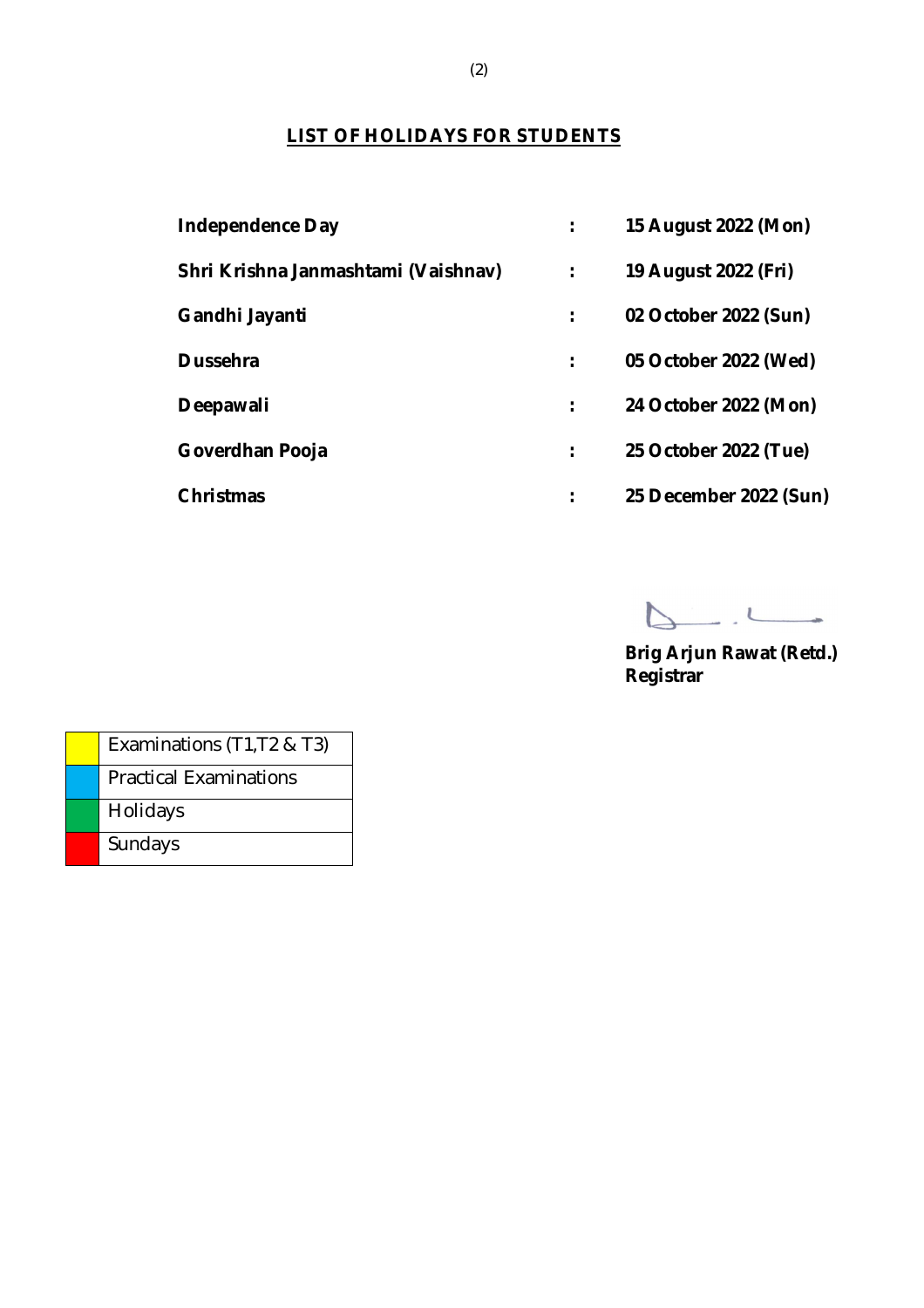## LIST OF HOLIDAYS FOR STUDENTS

| | | |
|---|---|---|
| **Independence Day** | **:** | **15 August 2022 (Mon)** |
| **Shri Krishna Janmashtami (Vaishnav)** | **:** | **19 August 2022 (Fri)** |
| **Gandhi Jayanti** | **:** | **02 October 2022 (Sun)** |
| **Dussehra** | **:** | **05 October 2022 (Wed)** |
| **Deepawali** | **:** | **24 October 2022 (Mon)** |
| **Goverdhan Pooja** | **:** | **25 October 2022 (Tue)** |
| **Christmas** | **:** | **25 December 2022 (Sun)** |

**Brig Arjun Rawat (Retd.)**
**Registrar**

| | |
|---|---|
| (Yellow) | Examinations (T1,T2 & T3) |
| (Blue) | Practical Examinations |
| (Green) | Holidays |
| (Red) | Sundays |